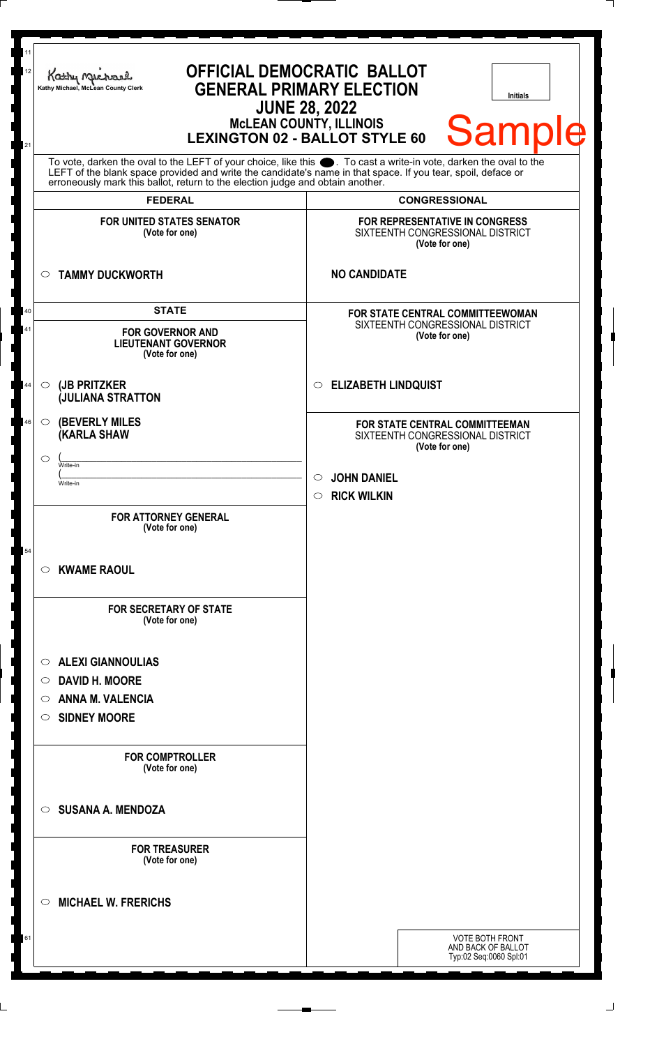Kathy Michael, McLean County Clerk

# OFFICIAL DEMOCRATIC BALLOT
## GENERAL PRIMARY ELECTION
## JUNE 28, 2022
### McLEAN COUNTY, ILLINOIS
### LEXINGTON 02 - BALLOT STYLE 60

Initials

**Sample**

To vote, darken the oval to the LEFT of your choice, like this ●. To cast a write-in vote, darken the oval to the LEFT of the blank space provided and write the candidate's name in that space. If you tear, spoil, deface or erroneously mark this ballot, return to the election judge and obtain another.

## FEDERAL

**FOR UNITED STATES SENATOR**
(Vote for one)

- ○ **TAMMY DUCKWORTH**

## STATE

**FOR GOVERNOR AND LIEUTENANT GOVERNOR**
(Vote for one)

- ○ **(JB PRITZKER**
  **(JULIANA STRATTON**
- ○ **(BEVERLY MILES**
  **(KARLA SHAW**
- ○ (\_\_\_\_\_\_\_\_\_\_\_\_\_\_\_\_\_\_\_\_
  Write-in
  (\_\_\_\_\_\_\_\_\_\_\_\_\_\_\_\_\_\_\_\_
  Write-in

**FOR ATTORNEY GENERAL**
(Vote for one)

- ○ **KWAME RAOUL**

**FOR SECRETARY OF STATE**
(Vote for one)

- ○ **ALEXI GIANNOULIAS**
- ○ **DAVID H. MOORE**
- ○ **ANNA M. VALENCIA**
- ○ **SIDNEY MOORE**

**FOR COMPTROLLER**
(Vote for one)

- ○ **SUSANA A. MENDOZA**

**FOR TREASURER**
(Vote for one)

- ○ **MICHAEL W. FRERICHS**

## CONGRESSIONAL

**FOR REPRESENTATIVE IN CONGRESS**
SIXTEENTH CONGRESSIONAL DISTRICT
(Vote for one)

**NO CANDIDATE**

**FOR STATE CENTRAL COMMITTEEWOMAN**
SIXTEENTH CONGRESSIONAL DISTRICT
(Vote for one)

- ○ **ELIZABETH LINDQUIST**

**FOR STATE CENTRAL COMMITTEEMAN**
SIXTEENTH CONGRESSIONAL DISTRICT
(Vote for one)

- ○ **JOHN DANIEL**
- ○ **RICK WILKIN**

VOTE BOTH FRONT AND BACK OF BALLOT
Typ:02 Seq:0060 Spl:01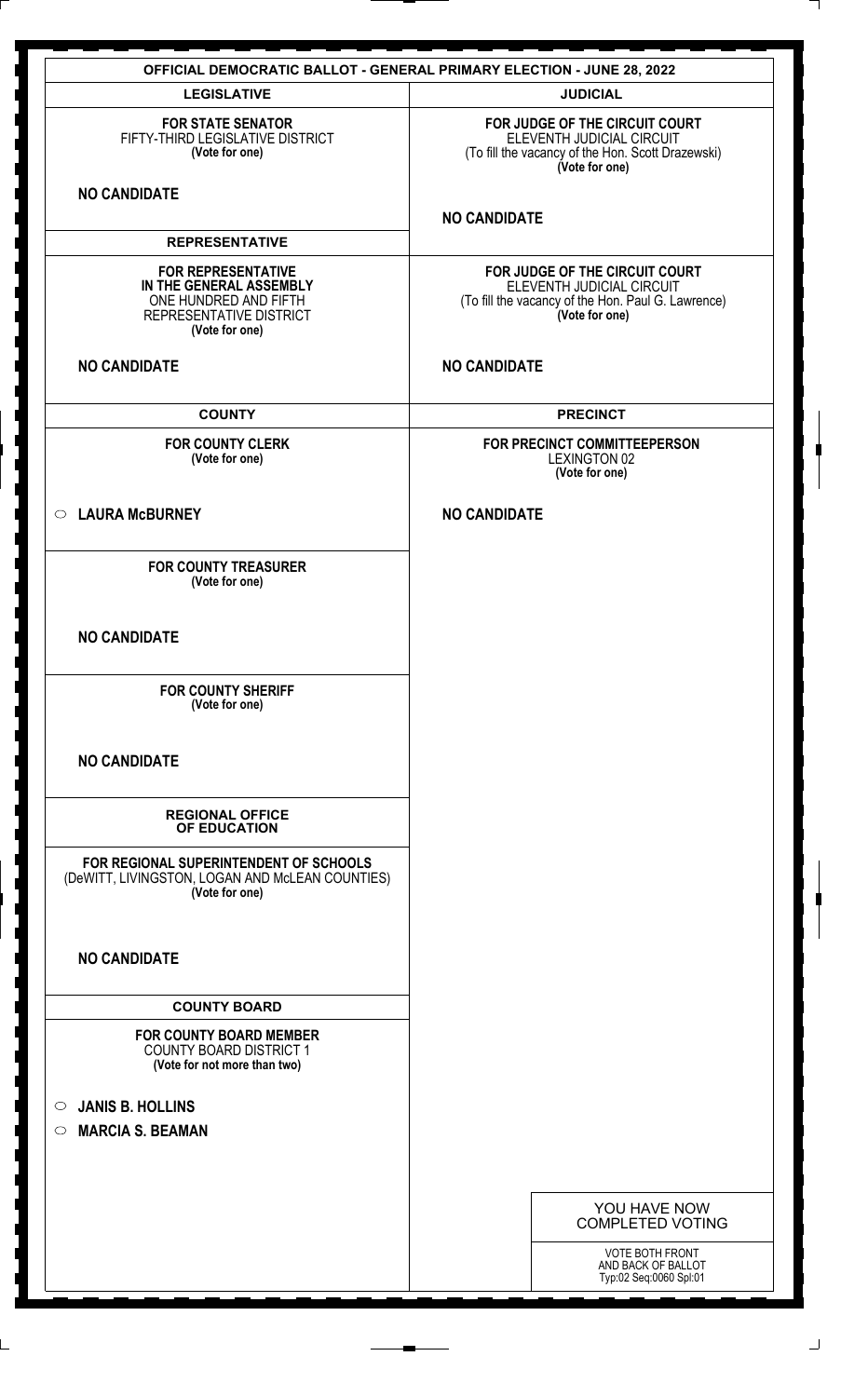# OFFICIAL DEMOCRATIC BALLOT - GENERAL PRIMARY ELECTION - JUNE 28, 2022

## LEGISLATIVE

**FOR STATE SENATOR**
FIFTY-THIRD LEGISLATIVE DISTRICT
**(Vote for one)**

**NO CANDIDATE**

## REPRESENTATIVE

**FOR REPRESENTATIVE IN THE GENERAL ASSEMBLY**
ONE HUNDRED AND FIFTH REPRESENTATIVE DISTRICT
**(Vote for one)**

**NO CANDIDATE**

## COUNTY

**FOR COUNTY CLERK**
**(Vote for one)**

○ **LAURA McBURNEY**

**FOR COUNTY TREASURER**
**(Vote for one)**

**NO CANDIDATE**

**FOR COUNTY SHERIFF**
**(Vote for one)**

**NO CANDIDATE**

## REGIONAL OFFICE OF EDUCATION

**FOR REGIONAL SUPERINTENDENT OF SCHOOLS**
(DeWITT, LIVINGSTON, LOGAN AND McLEAN COUNTIES)
**(Vote for one)**

**NO CANDIDATE**

## COUNTY BOARD

**FOR COUNTY BOARD MEMBER**
COUNTY BOARD DISTRICT 1
**(Vote for not more than two)**

○ **JANIS B. HOLLINS**
○ **MARCIA S. BEAMAN**

## JUDICIAL

**FOR JUDGE OF THE CIRCUIT COURT**
ELEVENTH JUDICIAL CIRCUIT
(To fill the vacancy of the Hon. Scott Drazewski)
**(Vote for one)**

**NO CANDIDATE**

**FOR JUDGE OF THE CIRCUIT COURT**
ELEVENTH JUDICIAL CIRCUIT
(To fill the vacancy of the Hon. Paul G. Lawrence)
**(Vote for one)**

**NO CANDIDATE**

## PRECINCT

**FOR PRECINCT COMMITTEEPERSON**
LEXINGTON 02
**(Vote for one)**

**NO CANDIDATE**

YOU HAVE NOW COMPLETED VOTING

VOTE BOTH FRONT AND BACK OF BALLOT
Typ:02 Seq:0060 Spl:01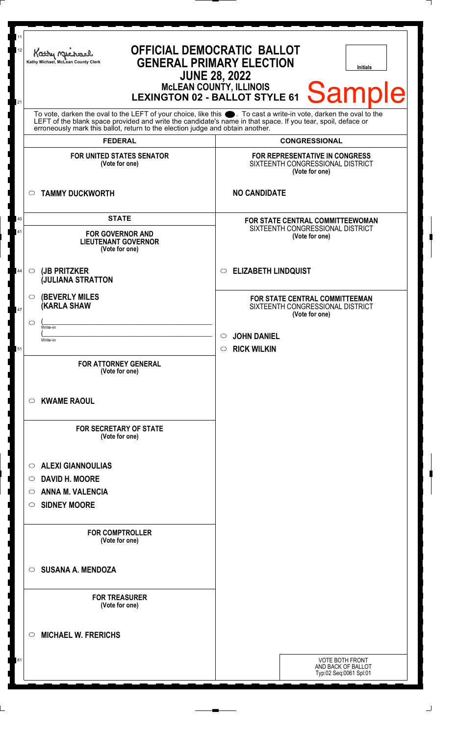Kathy Michael, McLean County Clerk

# OFFICIAL DEMOCRATIC BALLOT
## GENERAL PRIMARY ELECTION
## JUNE 28, 2022
### McLEAN COUNTY, ILLINOIS
### LEXINGTON 02 - BALLOT STYLE 61

Initials

Sample

To vote, darken the oval to the LEFT of your choice, like this ⬬. To cast a write-in vote, darken the oval to the LEFT of the blank space provided and write the candidate's name in that space. If you tear, spoil, deface or erroneously mark this ballot, return to the election judge and obtain another.

## FEDERAL

**FOR UNITED STATES SENATOR**
(Vote for one)

○ **TAMMY DUCKWORTH**

## STATE

**FOR GOVERNOR AND LIEUTENANT GOVERNOR**
(Vote for one)

○ **(JB PRITZKER (JULIANA STRATTON**

○ **(BEVERLY MILES (KARLA SHAW**

○ (______________________ Write-in
(______________________ Write-in

**FOR ATTORNEY GENERAL**
(Vote for one)

○ **KWAME RAOUL**

**FOR SECRETARY OF STATE**
(Vote for one)

○ **ALEXI GIANNOULIAS**
○ **DAVID H. MOORE**
○ **ANNA M. VALENCIA**
○ **SIDNEY MOORE**

**FOR COMPTROLLER**
(Vote for one)

○ **SUSANA A. MENDOZA**

**FOR TREASURER**
(Vote for one)

○ **MICHAEL W. FRERICHS**

## CONGRESSIONAL

**FOR REPRESENTATIVE IN CONGRESS**
SIXTEENTH CONGRESSIONAL DISTRICT
(Vote for one)

**NO CANDIDATE**

**FOR STATE CENTRAL COMMITTEEWOMAN**
SIXTEENTH CONGRESSIONAL DISTRICT
(Vote for one)

○ **ELIZABETH LINDQUIST**

**FOR STATE CENTRAL COMMITTEEMAN**
SIXTEENTH CONGRESSIONAL DISTRICT
(Vote for one)

○ **JOHN DANIEL**
○ **RICK WILKIN**

VOTE BOTH FRONT AND BACK OF BALLOT
Typ:02 Seq:0061 Spl:01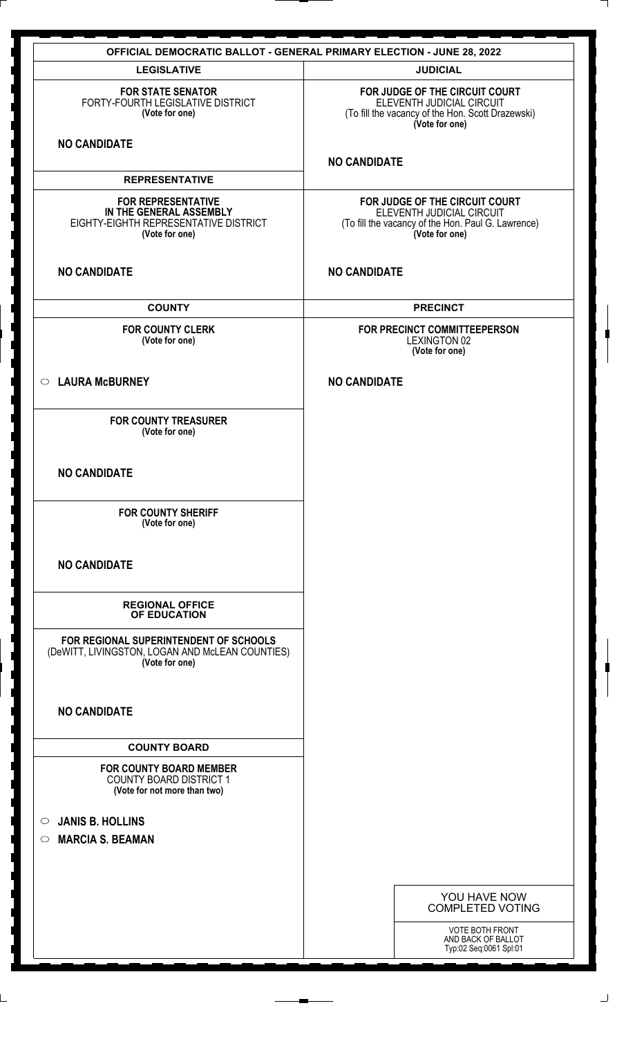# OFFICIAL DEMOCRATIC BALLOT - GENERAL PRIMARY ELECTION - JUNE 28, 2022

## LEGISLATIVE

**FOR STATE SENATOR**
FORTY-FOURTH LEGISLATIVE DISTRICT
**(Vote for one)**

**NO CANDIDATE**

## REPRESENTATIVE

**FOR REPRESENTATIVE IN THE GENERAL ASSEMBLY**
EIGHTY-EIGHTH REPRESENTATIVE DISTRICT
**(Vote for one)**

**NO CANDIDATE**

## COUNTY

**FOR COUNTY CLERK**
**(Vote for one)**

○ **LAURA McBURNEY**

**FOR COUNTY TREASURER**
**(Vote for one)**

**NO CANDIDATE**

**FOR COUNTY SHERIFF**
**(Vote for one)**

**NO CANDIDATE**

## REGIONAL OFFICE OF EDUCATION

**FOR REGIONAL SUPERINTENDENT OF SCHOOLS**
(DeWITT, LIVINGSTON, LOGAN AND McLEAN COUNTIES)
**(Vote for one)**

**NO CANDIDATE**

## COUNTY BOARD

**FOR COUNTY BOARD MEMBER**
COUNTY BOARD DISTRICT 1
**(Vote for not more than two)**

○ **JANIS B. HOLLINS**
○ **MARCIA S. BEAMAN**

## JUDICIAL

**FOR JUDGE OF THE CIRCUIT COURT**
ELEVENTH JUDICIAL CIRCUIT
(To fill the vacancy of the Hon. Scott Drazewski)
**(Vote for one)**

**NO CANDIDATE**

**FOR JUDGE OF THE CIRCUIT COURT**
ELEVENTH JUDICIAL CIRCUIT
(To fill the vacancy of the Hon. Paul G. Lawrence)
**(Vote for one)**

**NO CANDIDATE**

## PRECINCT

**FOR PRECINCT COMMITTEEPERSON**
LEXINGTON 02
**(Vote for one)**

**NO CANDIDATE**

YOU HAVE NOW COMPLETED VOTING

VOTE BOTH FRONT AND BACK OF BALLOT
Typ:02 Seq:0061 Spl:01